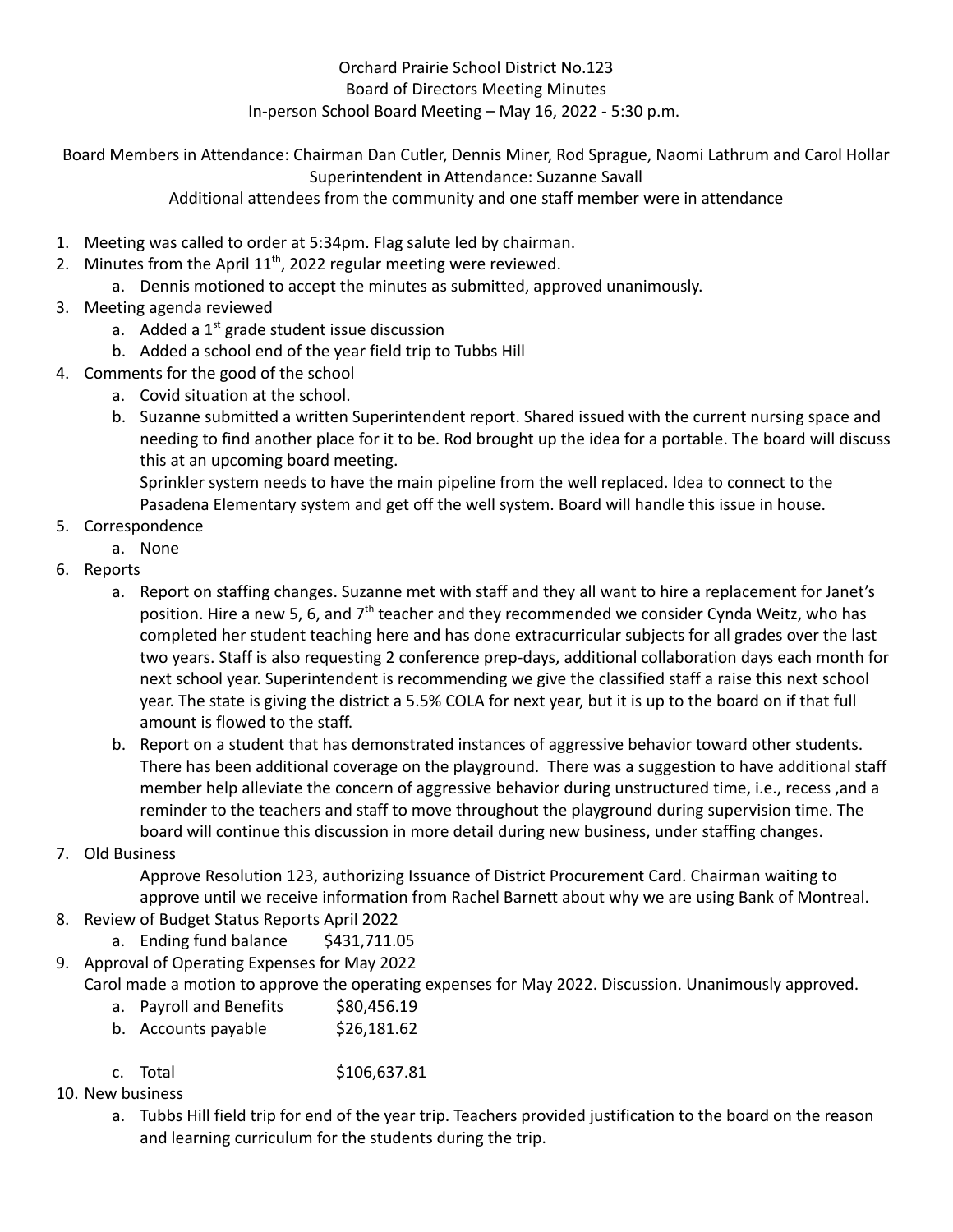Orchard Prairie School District No.123
Board of Directors Meeting Minutes
In-person School Board Meeting – May 16, 2022 - 5:30 p.m.

Board Members in Attendance: Chairman Dan Cutler, Dennis Miner, Rod Sprague, Naomi Lathrum and Carol Hollar
Superintendent in Attendance: Suzanne Savall
Additional attendees from the community and one staff member were in attendance

1. Meeting was called to order at 5:34pm. Flag salute led by chairman.
2. Minutes from the April 11th, 2022 regular meeting were reviewed.
    a. Dennis motioned to accept the minutes as submitted, approved unanimously.
3. Meeting agenda reviewed
    a. Added a 1st grade student issue discussion
    b. Added a school end of the year field trip to Tubbs Hill
4. Comments for the good of the school
    a. Covid situation at the school.
    b. Suzanne submitted a written Superintendent report. Shared issued with the current nursing space and needing to find another place for it to be. Rod brought up the idea for a portable. The board will discuss this at an upcoming board meeting.
       Sprinkler system needs to have the main pipeline from the well replaced. Idea to connect to the Pasadena Elementary system and get off the well system. Board will handle this issue in house.
5. Correspondence
    a. None
6. Reports
    a. Report on staffing changes. Suzanne met with staff and they all want to hire a replacement for Janet's position. Hire a new 5, 6, and 7th teacher and they recommended we consider Cynda Weitz, who has completed her student teaching here and has done extracurricular subjects for all grades over the last two years. Staff is also requesting 2 conference prep-days, additional collaboration days each month for next school year. Superintendent is recommending we give the classified staff a raise this next school year. The state is giving the district a 5.5% COLA for next year, but it is up to the board on if that full amount is flowed to the staff.
    b. Report on a student that has demonstrated instances of aggressive behavior toward other students. There has been additional coverage on the playground. There was a suggestion to have additional staff member help alleviate the concern of aggressive behavior during unstructured time, i.e., recess ,and a reminder to the teachers and staff to move throughout the playground during supervision time. The board will continue this discussion in more detail during new business, under staffing changes.
7. Old Business
   Approve Resolution 123, authorizing Issuance of District Procurement Card. Chairman waiting to approve until we receive information from Rachel Barnett about why we are using Bank of Montreal.
8. Review of Budget Status Reports April 2022
    a. Ending fund balance $431,711.05
9. Approval of Operating Expenses for May 2022
   Carol made a motion to approve the operating expenses for May 2022. Discussion. Unanimously approved.
    a. Payroll and Benefits $80,456.19
    b. Accounts payable $26,181.62
    c. Total $106,637.81
10. New business
    a. Tubbs Hill field trip for end of the year trip. Teachers provided justification to the board on the reason and learning curriculum for the students during the trip.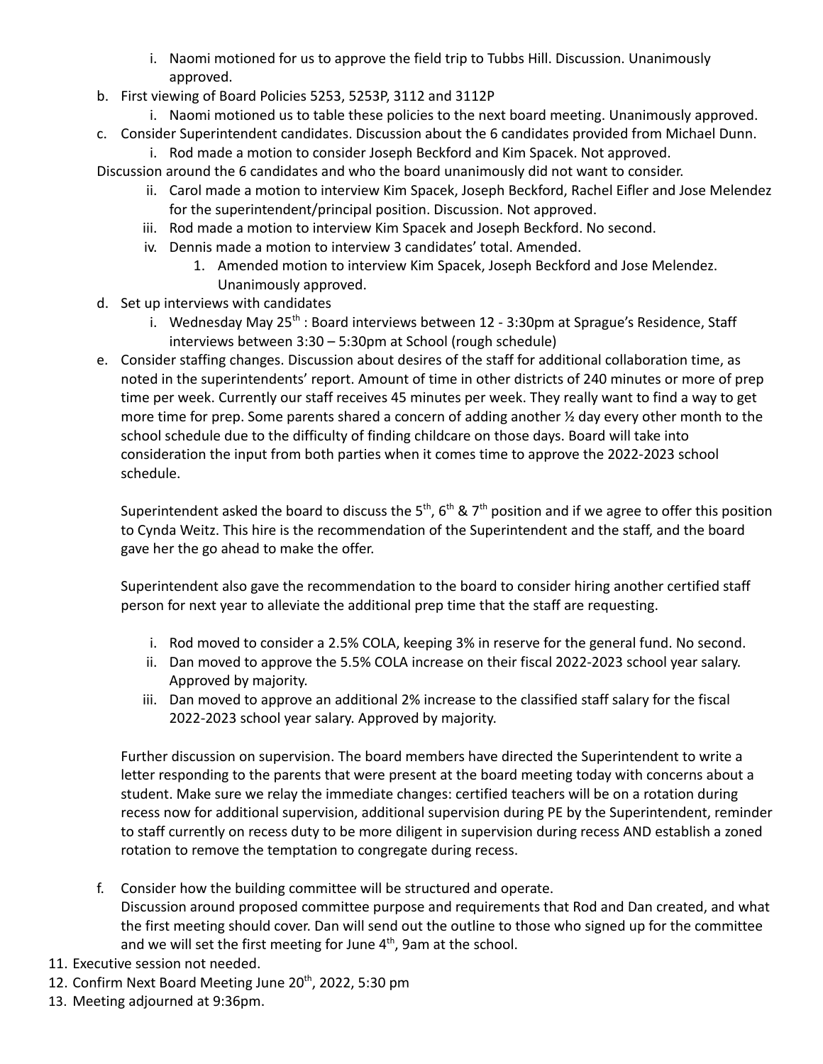i. Naomi motioned for us to approve the field trip to Tubbs Hill. Discussion. Unanimously approved.

b. First viewing of Board Policies 5253, 5253P, 3112 and 3112P
   i. Naomi motioned us to table these policies to the next board meeting. Unanimously approved.

c. Consider Superintendent candidates. Discussion about the 6 candidates provided from Michael Dunn.
   i. Rod made a motion to consider Joseph Beckford and Kim Spacek. Not approved.

Discussion around the 6 candidates and who the board unanimously did not want to consider.

   ii. Carol made a motion to interview Kim Spacek, Joseph Beckford, Rachel Eifler and Jose Melendez for the superintendent/principal position. Discussion. Not approved.
   iii. Rod made a motion to interview Kim Spacek and Joseph Beckford. No second.
   iv. Dennis made a motion to interview 3 candidates' total. Amended.
      1. Amended motion to interview Kim Spacek, Joseph Beckford and Jose Melendez. Unanimously approved.

d. Set up interviews with candidates
   i. Wednesday May 25th : Board interviews between 12 - 3:30pm at Sprague's Residence, Staff interviews between 3:30 – 5:30pm at School (rough schedule)

e. Consider staffing changes. Discussion about desires of the staff for additional collaboration time, as noted in the superintendents' report. Amount of time in other districts of 240 minutes or more of prep time per week. Currently our staff receives 45 minutes per week. They really want to find a way to get more time for prep. Some parents shared a concern of adding another ½ day every other month to the school schedule due to the difficulty of finding childcare on those days. Board will take into consideration the input from both parties when it comes time to approve the 2022-2023 school schedule.

   Superintendent asked the board to discuss the 5th, 6th & 7th position and if we agree to offer this position to Cynda Weitz. This hire is the recommendation of the Superintendent and the staff, and the board gave her the go ahead to make the offer.

   Superintendent also gave the recommendation to the board to consider hiring another certified staff person for next year to alleviate the additional prep time that the staff are requesting.

   i. Rod moved to consider a 2.5% COLA, keeping 3% in reserve for the general fund. No second.
   ii. Dan moved to approve the 5.5% COLA increase on their fiscal 2022-2023 school year salary. Approved by majority.
   iii. Dan moved to approve an additional 2% increase to the classified staff salary for the fiscal 2022-2023 school year salary. Approved by majority.

   Further discussion on supervision. The board members have directed the Superintendent to write a letter responding to the parents that were present at the board meeting today with concerns about a student. Make sure we relay the immediate changes: certified teachers will be on a rotation during recess now for additional supervision, additional supervision during PE by the Superintendent, reminder to staff currently on recess duty to be more diligent in supervision during recess AND establish a zoned rotation to remove the temptation to congregate during recess.

f. Consider how the building committee will be structured and operate.
   Discussion around proposed committee purpose and requirements that Rod and Dan created, and what the first meeting should cover. Dan will send out the outline to those who signed up for the committee and we will set the first meeting for June 4th, 9am at the school.

11. Executive session not needed.
12. Confirm Next Board Meeting June 20th, 2022, 5:30 pm
13. Meeting adjourned at 9:36pm.